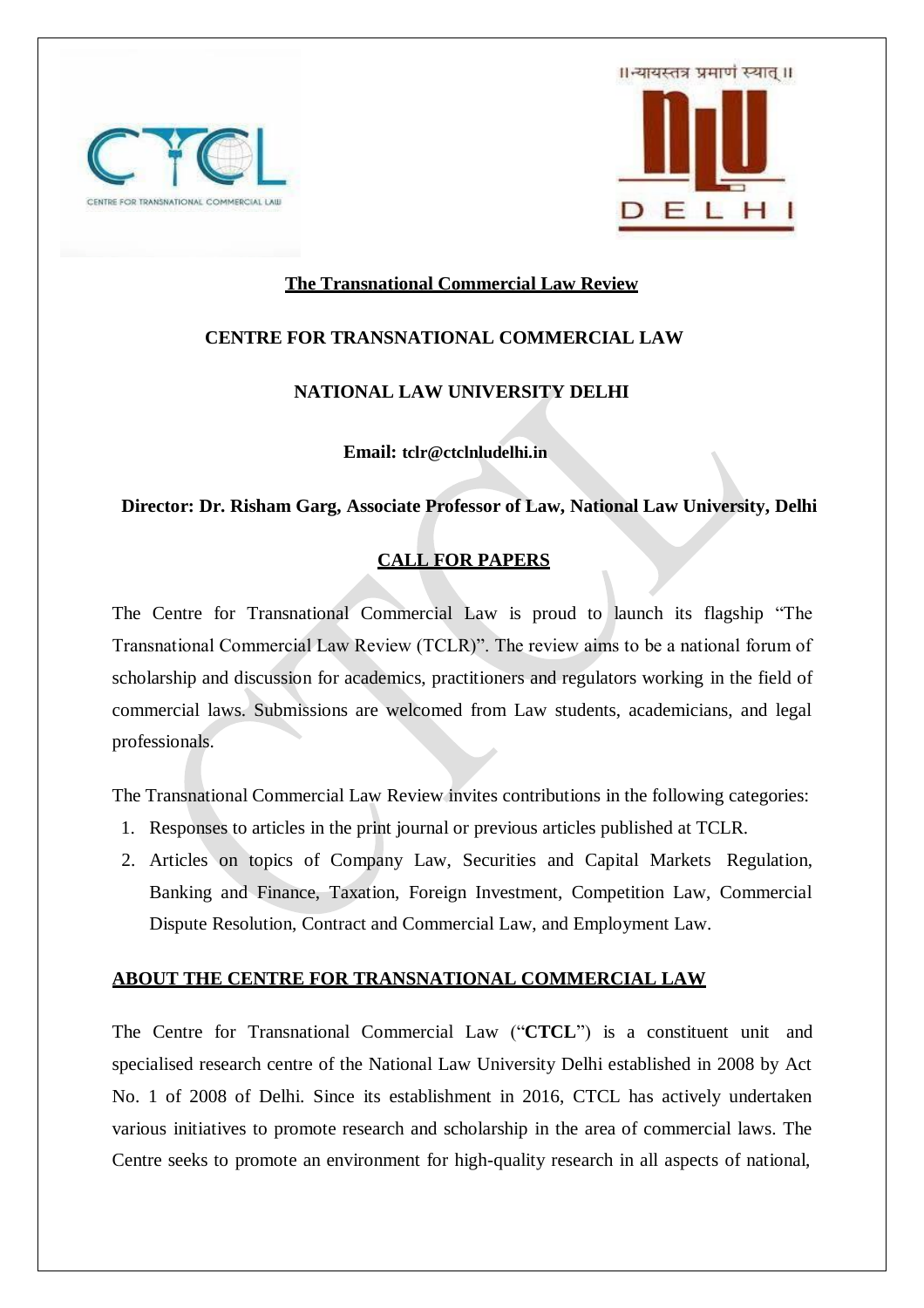## The Transnational Commercial Law Review

**CENTRE FOR TRANSNATIONAL COMMERCIAL LAW**

**NATIONAL LAW UNIVERSITY DELHI**

**Email: tclr@ctclnludelhi.in**

**Director: Dr. Risham Garg, Associate Professor of Law, National Law University, Delhi**

## CALL FOR PAPERS

The Centre for Transnational Commercial Law is proud to launch its flagship "The Transnational Commercial Law Review (TCLR)". The review aims to be a national forum of scholarship and discussion for academics, practitioners and regulators working in the field of commercial laws. Submissions are welcomed from Law students, academicians, and legal professionals.

The Transnational Commercial Law Review invites contributions in the following categories:

1. Responses to articles in the print journal or previous articles published at TCLR.
2. Articles on topics of Company Law, Securities and Capital Markets Regulation, Banking and Finance, Taxation, Foreign Investment, Competition Law, Commercial Dispute Resolution, Contract and Commercial Law, and Employment Law.

## ABOUT THE CENTRE FOR TRANSNATIONAL COMMERCIAL LAW

The Centre for Transnational Commercial Law ("**CTCL**") is a constituent unit and specialised research centre of the National Law University Delhi established in 2008 by Act No. 1 of 2008 of Delhi. Since its establishment in 2016, CTCL has actively undertaken various initiatives to promote research and scholarship in the area of commercial laws. The Centre seeks to promote an environment for high-quality research in all aspects of national,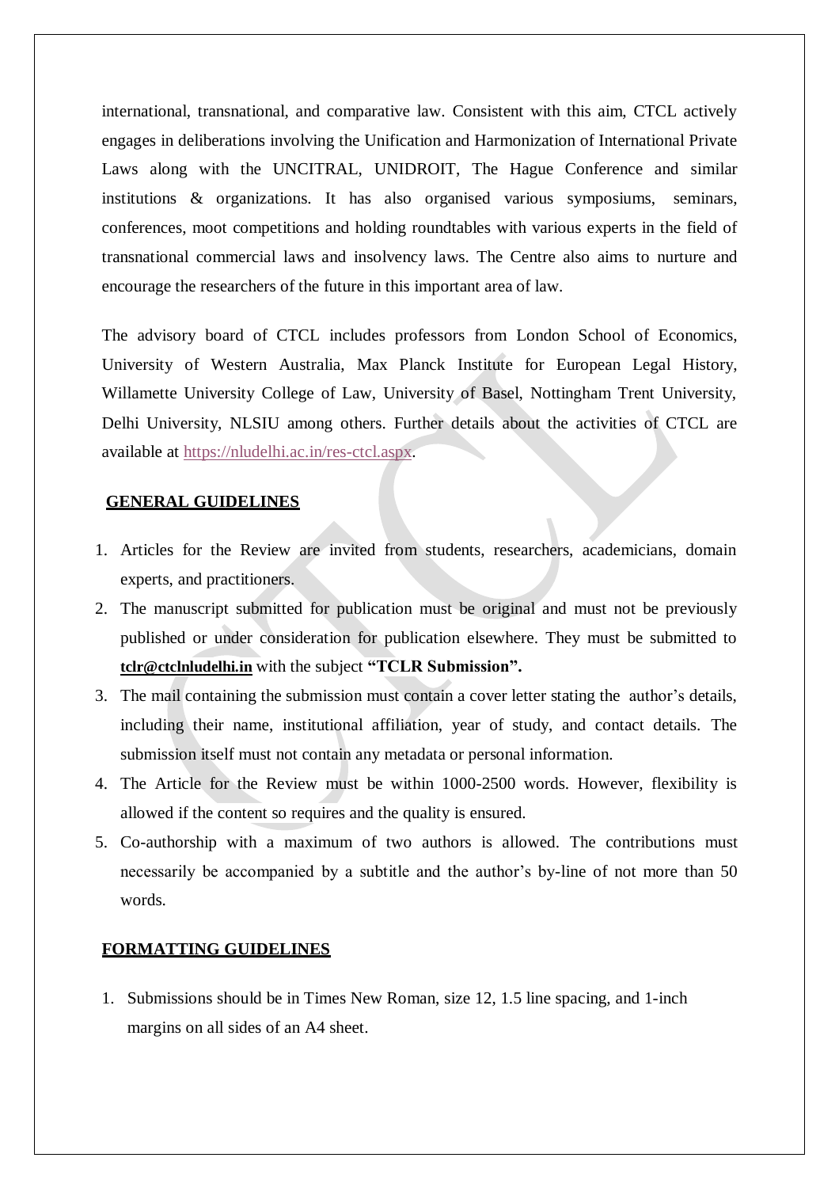international, transnational, and comparative law. Consistent with this aim, CTCL actively engages in deliberations involving the Unification and Harmonization of International Private Laws along with the UNCITRAL, UNIDROIT, The Hague Conference and similar institutions & organizations. It has also organised various symposiums, seminars, conferences, moot competitions and holding roundtables with various experts in the field of transnational commercial laws and insolvency laws. The Centre also aims to nurture and encourage the researchers of the future in this important area of law.

The advisory board of CTCL includes professors from London School of Economics, University of Western Australia, Max Planck Institute for European Legal History, Willamette University College of Law, University of Basel, Nottingham Trent University, Delhi University, NLSIU among others. Further details about the activities of CTCL are available at https://nludelhi.ac.in/res-ctcl.aspx.

## GENERAL GUIDELINES

1. Articles for the Review are invited from students, researchers, academicians, domain experts, and practitioners.
2. The manuscript submitted for publication must be original and must not be previously published or under consideration for publication elsewhere. They must be submitted to **tclr@ctclnludelhi.in** with the subject **"TCLR Submission".**
3. The mail containing the submission must contain a cover letter stating the author's details, including their name, institutional affiliation, year of study, and contact details. The submission itself must not contain any metadata or personal information.
4. The Article for the Review must be within 1000-2500 words. However, flexibility is allowed if the content so requires and the quality is ensured.
5. Co-authorship with a maximum of two authors is allowed. The contributions must necessarily be accompanied by a subtitle and the author's by-line of not more than 50 words.

## FORMATTING GUIDELINES

1. Submissions should be in Times New Roman, size 12, 1.5 line spacing, and 1-inch margins on all sides of an A4 sheet.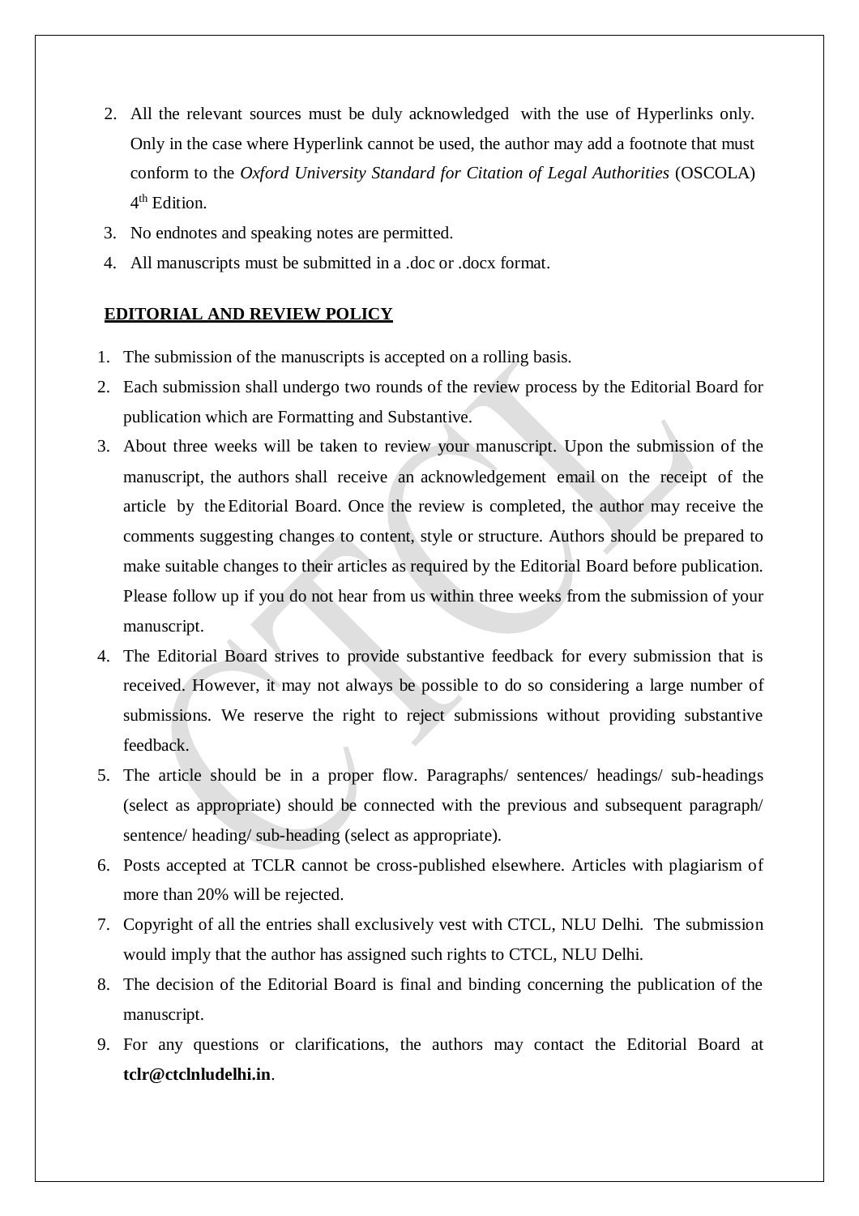2. All the relevant sources must be duly acknowledged with the use of Hyperlinks only. Only in the case where Hyperlink cannot be used, the author may add a footnote that must conform to the *Oxford University Standard for Citation of Legal Authorities* (OSCOLA) 4th Edition.
3. No endnotes and speaking notes are permitted.
4. All manuscripts must be submitted in a .doc or .docx format.

**EDITORIAL AND REVIEW POLICY**

1. The submission of the manuscripts is accepted on a rolling basis.
2. Each submission shall undergo two rounds of the review process by the Editorial Board for publication which are Formatting and Substantive.
3. About three weeks will be taken to review your manuscript. Upon the submission of the manuscript, the authors shall receive an acknowledgement email on the receipt of the article by the Editorial Board. Once the review is completed, the author may receive the comments suggesting changes to content, style or structure. Authors should be prepared to make suitable changes to their articles as required by the Editorial Board before publication. Please follow up if you do not hear from us within three weeks from the submission of your manuscript.
4. The Editorial Board strives to provide substantive feedback for every submission that is received. However, it may not always be possible to do so considering a large number of submissions. We reserve the right to reject submissions without providing substantive feedback.
5. The article should be in a proper flow. Paragraphs/ sentences/ headings/ sub-headings (select as appropriate) should be connected with the previous and subsequent paragraph/ sentence/ heading/ sub-heading (select as appropriate).
6. Posts accepted at TCLR cannot be cross-published elsewhere. Articles with plagiarism of more than 20% will be rejected.
7. Copyright of all the entries shall exclusively vest with CTCL, NLU Delhi. The submission would imply that the author has assigned such rights to CTCL, NLU Delhi.
8. The decision of the Editorial Board is final and binding concerning the publication of the manuscript.
9. For any questions or clarifications, the authors may contact the Editorial Board at **tclr@ctclnludelhi.in**.